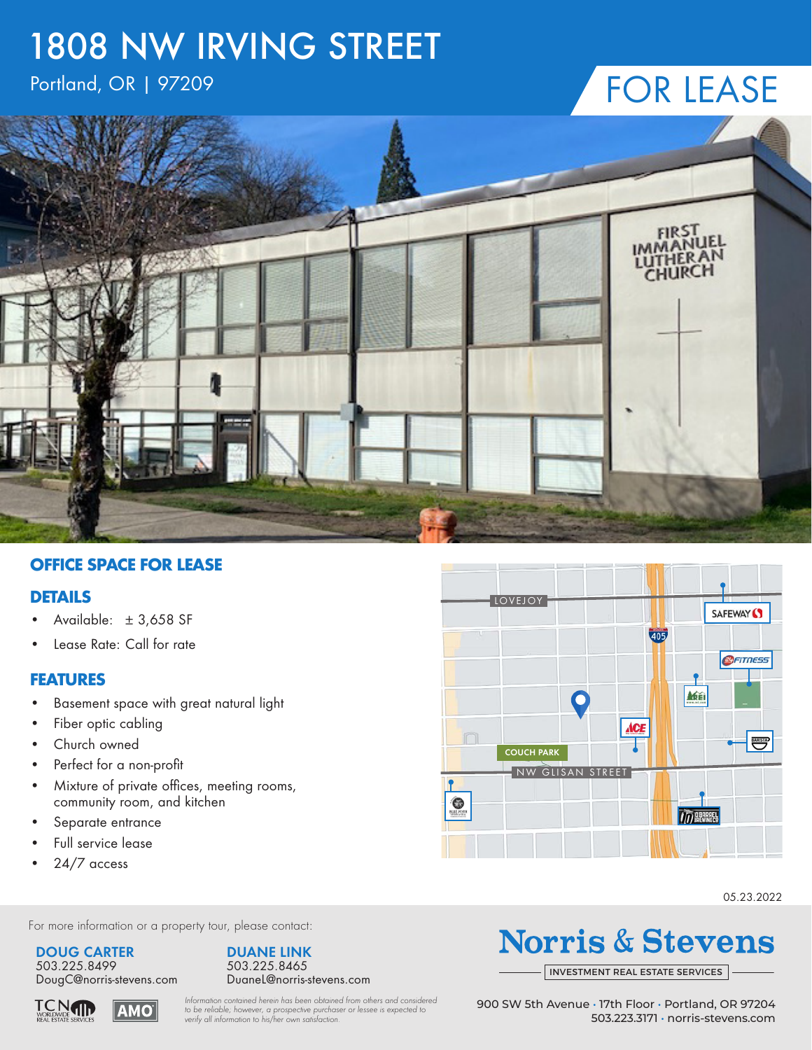# 1808 NW IRVING STREET

Portland, OR | 97209

FOR LEASE

## OFFICE SPACE FOR LEASE

### DETAILS

- Available: ± 3,658 SF
- Lease Rate: Call for rate

### FEATURES

- Basement space with great natural light
- Fiber optic cabling
- Church owned
- Perfect for a non-profit
- Mixture of private offices, meeting rooms, community room, and kitchen
- Separate entrance
- Full service lease
- 24/7 access

05.23.2022

For more information or a property tour, please contact:

**DOUG CARTER**
503.225.8499
DougC@norris-stevens.com

**DUANE LINK**
503.225.8465
DuaneL@norris-stevens.com

*Information contained herein has been obtained from others and considered to be reliable; however, a prospective purchaser or lessee is expected to verify all information to his/her own satisfaction.*

**Norris & Stevens**
INVESTMENT REAL ESTATE SERVICES

900 SW 5th Avenue · 17th Floor · Portland, OR 97204
503.223.3171 · norris-stevens.com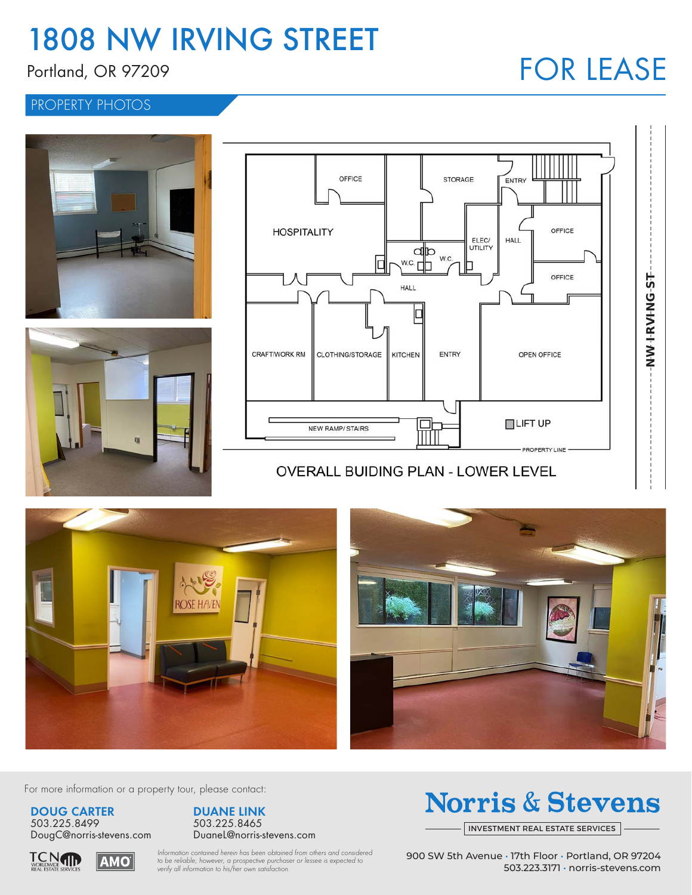# 1808 NW IRVING STREET

Portland, OR 97209

FOR LEASE

## PROPERTY PHOTOS

OFFICE
STORAGE
ENTRY
HOSPITALITY
ELEC/ UTILITY
HALL
OFFICE
W.C.
W.C.
OFFICE
HALL
CRAFT/WORK RM
CLOTHING/STORAGE
KITCHEN
ENTRY
OPEN OFFICE
NEW RAMP/ STAIRS
LIFT UP
PROPERTY LINE
NW IRVING ST

OVERALL BUIDING PLAN - LOWER LEVEL

For more information or a property tour, please contact:

**DOUG CARTER**
503.225.8499
DougC@norris-stevens.com

**DUANE LINK**
503.225.8465
DuaneL@norris-stevens.com

**Norris & Stevens**
INVESTMENT REAL ESTATE SERVICES

900 SW 5th Avenue · 17th Floor · Portland, OR 97204
503.223.3171 · norris-stevens.com

TCN WORLDWIDE REAL ESTATE SERVICES
AMO

*Information contained herein has been obtained from others and considered to be reliable; however, a prospective purchaser or lessee is expected to verify all information to his/her own satisfaction.*